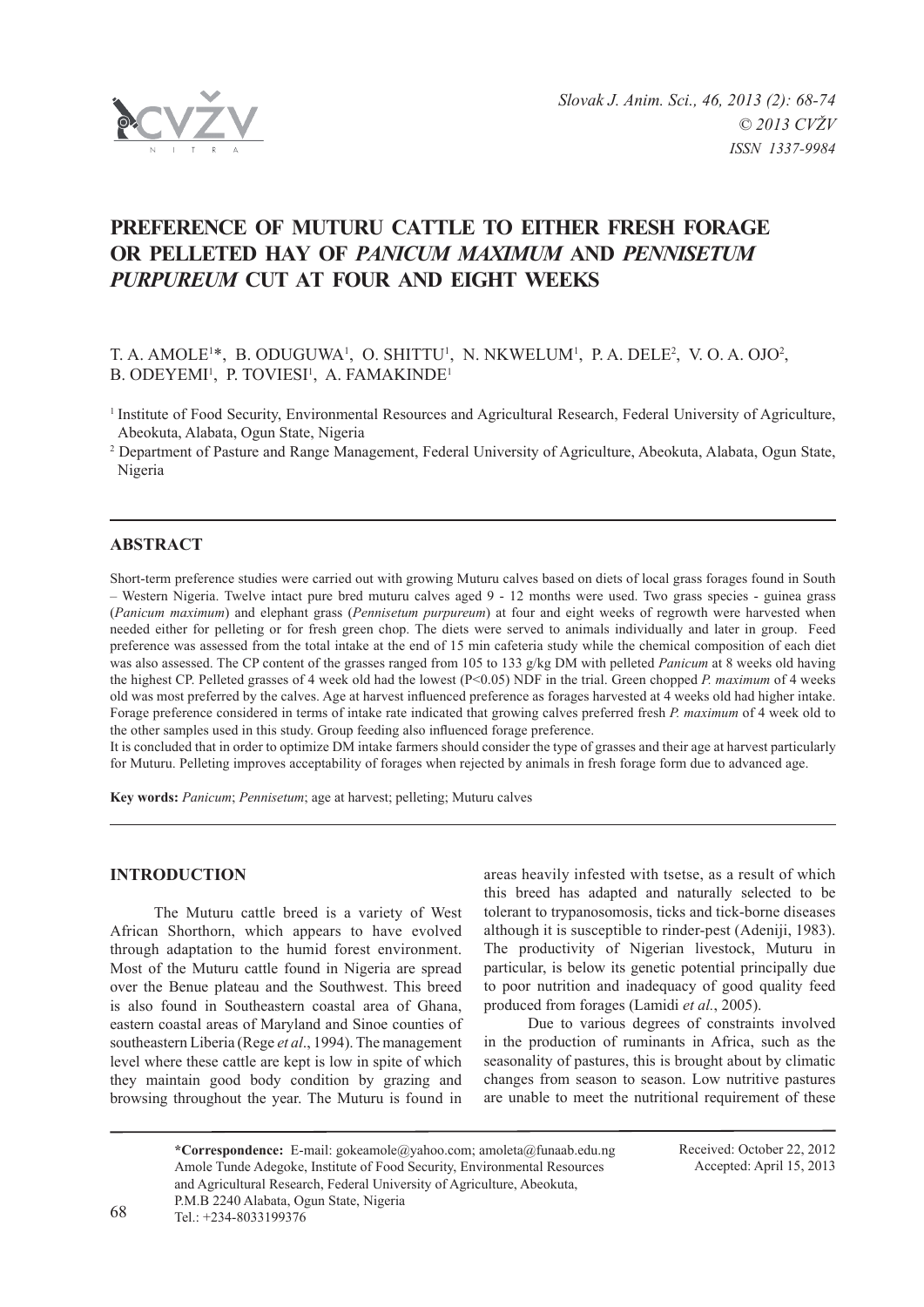# PREFERENCE OF MUTURU CATTLE TO EITHER FRESH FORAGE OR PELLETED HAY OF *PANICUM MAXIMUM* AND *PENNISETUM PURPUREUM* CUT AT FOUR AND EIGHT WEEKS

T. A. AMOLE[1]*, B. ODUGUWA[1], O. SHITTU[1], N. NKWELUM[1], P. A. DELE[2], V. O. A. OJO[2], B. ODEYEMI[1], P. TOVIESI[1], A. FAMAKINDE[1]

[1] Institute of Food Security, Environmental Resources and Agricultural Research, Federal University of Agriculture, Abeokuta, Alabata, Ogun State, Nigeria

[2] Department of Pasture and Range Management, Federal University of Agriculture, Abeokuta, Alabata, Ogun State, Nigeria

## ABSTRACT

Short-term preference studies were carried out with growing Muturu calves based on diets of local grass forages found in South – Western Nigeria. Twelve intact pure bred muturu calves aged 9 - 12 months were used. Two grass species - guinea grass (*Panicum maximum*) and elephant grass (*Pennisetum purpureum*) at four and eight weeks of regrowth were harvested when needed either for pelleting or for fresh green chop. The diets were served to animals individually and later in group. Feed preference was assessed from the total intake at the end of 15 min cafeteria study while the chemical composition of each diet was also assessed. The CP content of the grasses ranged from 105 to 133 g/kg DM with pelleted *Panicum* at 8 weeks old having the highest CP. Pelleted grasses of 4 week old had the lowest ($P<0.05$) NDF in the trial. Green chopped *P. maximum* of 4 weeks old was most preferred by the calves. Age at harvest influenced preference as forages harvested at 4 weeks old had higher intake. Forage preference considered in terms of intake rate indicated that growing calves preferred fresh *P. maximum* of 4 week old to the other samples used in this study. Group feeding also influenced forage preference.

It is concluded that in order to optimize DM intake farmers should consider the type of grasses and their age at harvest particularly for Muturu. Pelleting improves acceptability of forages when rejected by animals in fresh forage form due to advanced age.

**Key words:** *Panicum*; *Pennisetum*; age at harvest; pelleting; Muturu calves

## INTRODUCTION

The Muturu cattle breed is a variety of West African Shorthorn, which appears to have evolved through adaptation to the humid forest environment. Most of the Muturu cattle found in Nigeria are spread over the Benue plateau and the Southwest. This breed is also found in Southeastern coastal area of Ghana, eastern coastal areas of Maryland and Sinoe counties of southeastern Liberia (Rege *et al*., 1994). The management level where these cattle are kept is low in spite of which they maintain good body condition by grazing and browsing throughout the year. The Muturu is found in areas heavily infested with tsetse, as a result of which this breed has adapted and naturally selected to be tolerant to trypanosomosis, ticks and tick-borne diseases although it is susceptible to rinder-pest (Adeniji, 1983). The productivity of Nigerian livestock, Muturu in particular, is below its genetic potential principally due to poor nutrition and inadequacy of good quality feed produced from forages (Lamidi *et al.*, 2005).

Due to various degrees of constraints involved in the production of ruminants in Africa, such as the seasonality of pastures, this is brought about by climatic changes from season to season. Low nutritive pastures are unable to meet the nutritional requirement of these

**\*Correspondence:** E-mail: gokeamole@yahoo.com; amoleta@funaab.edu.ng
Amole Tunde Adegoke, Institute of Food Security, Environmental Resources and Agricultural Research, Federal University of Agriculture, Abeokuta, P.M.B 2240 Alabata, Ogun State, Nigeria
Tel.: +234-8033199376

Received: October 22, 2012
Accepted: April 15, 2013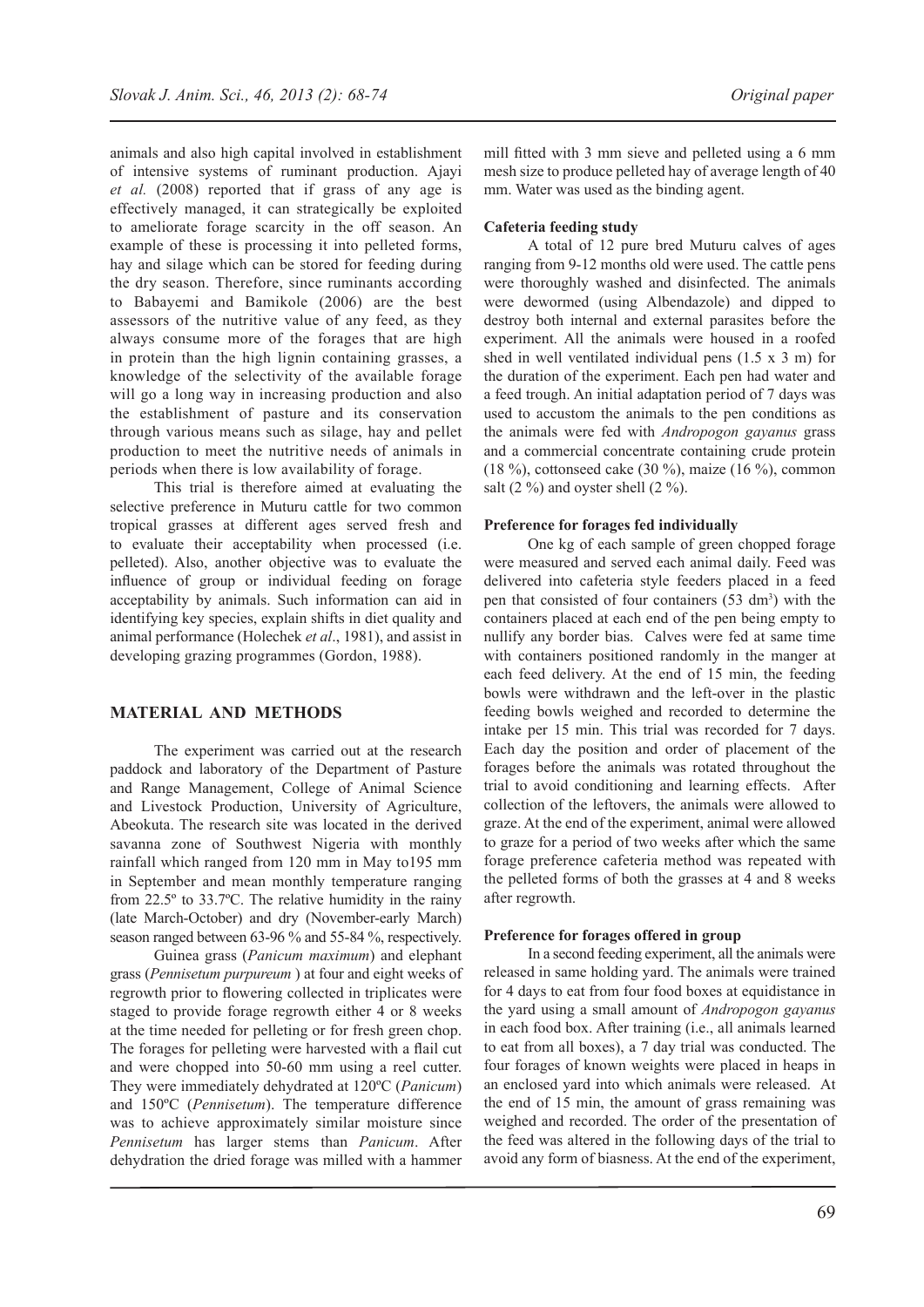animals and also high capital involved in establishment of intensive systems of ruminant production. Ajayi *et al.* (2008) reported that if grass of any age is effectively managed, it can strategically be exploited to ameliorate forage scarcity in the off season. An example of these is processing it into pelleted forms, hay and silage which can be stored for feeding during the dry season. Therefore, since ruminants according to Babayemi and Bamikole (2006) are the best assessors of the nutritive value of any feed, as they always consume more of the forages that are high in protein than the high lignin containing grasses, a knowledge of the selectivity of the available forage will go a long way in increasing production and also the establishment of pasture and its conservation through various means such as silage, hay and pellet production to meet the nutritive needs of animals in periods when there is low availability of forage.

This trial is therefore aimed at evaluating the selective preference in Muturu cattle for two common tropical grasses at different ages served fresh and to evaluate their acceptability when processed (i.e. pelleted). Also, another objective was to evaluate the influence of group or individual feeding on forage acceptability by animals. Such information can aid in identifying key species, explain shifts in diet quality and animal performance (Holechek *et al*., 1981), and assist in developing grazing programmes (Gordon, 1988).

## MATERIAL AND METHODS

The experiment was carried out at the research paddock and laboratory of the Department of Pasture and Range Management, College of Animal Science and Livestock Production, University of Agriculture, Abeokuta. The research site was located in the derived savanna zone of Southwest Nigeria with monthly rainfall which ranged from 120 mm in May to195 mm in September and mean monthly temperature ranging from 22.5º to 33.7ºC. The relative humidity in the rainy (late March-October) and dry (November-early March) season ranged between 63-96 % and 55-84 %, respectively.

Guinea grass (*Panicum maximum*) and elephant grass (*Pennisetum purpureum* ) at four and eight weeks of regrowth prior to flowering collected in triplicates were staged to provide forage regrowth either 4 or 8 weeks at the time needed for pelleting or for fresh green chop. The forages for pelleting were harvested with a flail cut and were chopped into 50-60 mm using a reel cutter. They were immediately dehydrated at 120ºC (*Panicum*) and 150ºC (*Pennisetum*). The temperature difference was to achieve approximately similar moisture since *Pennisetum* has larger stems than *Panicum*. After dehydration the dried forage was milled with a hammer mill fitted with 3 mm sieve and pelleted using a 6 mm mesh size to produce pelleted hay of average length of 40 mm. Water was used as the binding agent.

### Cafeteria feeding study

A total of 12 pure bred Muturu calves of ages ranging from 9-12 months old were used. The cattle pens were thoroughly washed and disinfected. The animals were dewormed (using Albendazole) and dipped to destroy both internal and external parasites before the experiment. All the animals were housed in a roofed shed in well ventilated individual pens (1.5 x 3 m) for the duration of the experiment. Each pen had water and a feed trough. An initial adaptation period of 7 days was used to accustom the animals to the pen conditions as the animals were fed with *Andropogon gayanus* grass and a commercial concentrate containing crude protein (18 %), cottonseed cake (30 %), maize (16 %), common salt (2 %) and oyster shell (2 %).

### Preference for forages fed individually

One kg of each sample of green chopped forage were measured and served each animal daily. Feed was delivered into cafeteria style feeders placed in a feed pen that consisted of four containers (53 dm$^3$) with the containers placed at each end of the pen being empty to nullify any border bias. Calves were fed at same time with containers positioned randomly in the manger at each feed delivery. At the end of 15 min, the feeding bowls were withdrawn and the left-over in the plastic feeding bowls weighed and recorded to determine the intake per 15 min. This trial was recorded for 7 days. Each day the position and order of placement of the forages before the animals was rotated throughout the trial to avoid conditioning and learning effects. After collection of the leftovers, the animals were allowed to graze. At the end of the experiment, animal were allowed to graze for a period of two weeks after which the same forage preference cafeteria method was repeated with the pelleted forms of both the grasses at 4 and 8 weeks after regrowth.

### Preference for forages offered in group

In a second feeding experiment, all the animals were released in same holding yard. The animals were trained for 4 days to eat from four food boxes at equidistance in the yard using a small amount of *Andropogon gayanus* in each food box. After training (i.e., all animals learned to eat from all boxes), a 7 day trial was conducted. The four forages of known weights were placed in heaps in an enclosed yard into which animals were released. At the end of 15 min, the amount of grass remaining was weighed and recorded. The order of the presentation of the feed was altered in the following days of the trial to avoid any form of biasness. At the end of the experiment,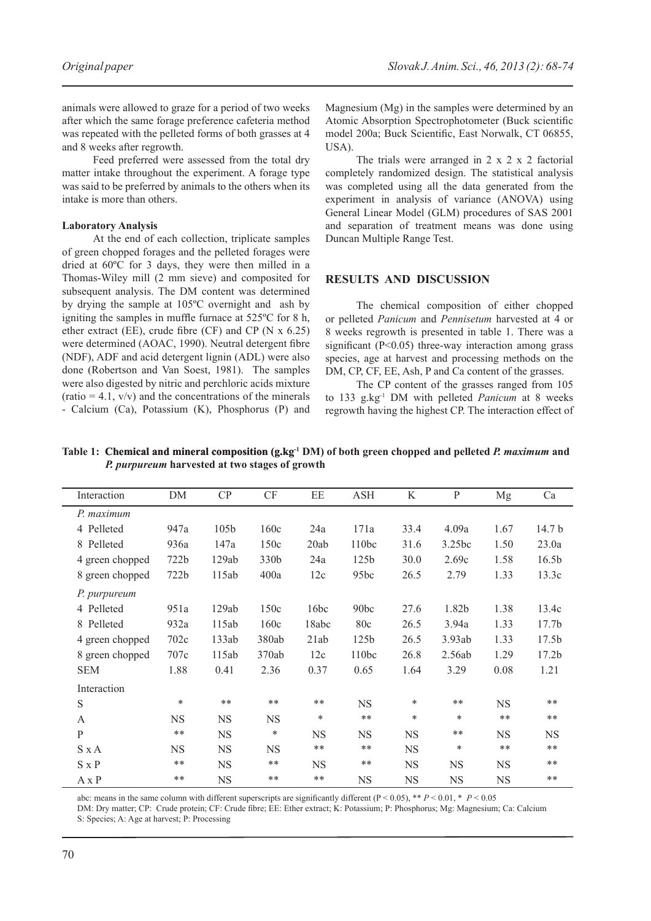animals were allowed to graze for a period of two weeks after which the same forage preference cafeteria method was repeated with the pelleted forms of both grasses at 4 and 8 weeks after regrowth.

Feed preferred were assessed from the total dry matter intake throughout the experiment. A forage type was said to be preferred by animals to the others when its intake is more than others.

**Laboratory Analysis**

At the end of each collection, triplicate samples of green chopped forages and the pelleted forages were dried at 60ºC for 3 days, they were then milled in a Thomas-Wiley mill (2 mm sieve) and composited for subsequent analysis. The DM content was determined by drying the sample at 105ºC overnight and ash by igniting the samples in muffle furnace at 525ºC for 8 h, ether extract (EE), crude fibre (CF) and CP (N x 6.25) were determined (AOAC, 1990). Neutral detergent fibre (NDF), ADF and acid detergent lignin (ADL) were also done (Robertson and Van Soest, 1981). The samples were also digested by nitric and perchloric acids mixture (ratio = 4.1, v/v) and the concentrations of the minerals - Calcium (Ca), Potassium (K), Phosphorus (P) and Magnesium (Mg) in the samples were determined by an Atomic Absorption Spectrophotometer (Buck scientific model 200a; Buck Scientific, East Norwalk, CT 06855, USA).

The trials were arranged in 2 x 2 x 2 factorial completely randomized design. The statistical analysis was completed using all the data generated from the experiment in analysis of variance (ANOVA) using General Linear Model (GLM) procedures of SAS 2001 and separation of treatment means was done using Duncan Multiple Range Test.

## RESULTS AND DISCUSSION

The chemical composition of either chopped or pelleted *Panicum* and *Pennisetum* harvested at 4 or 8 weeks regrowth is presented in table 1. There was a significant ($P<0.05$) three-way interaction among grass species, age at harvest and processing methods on the DM, CP, CF, EE, Ash, P and Ca content of the grasses.

The CP content of the grasses ranged from 105 to 133 g.kg$^{-1}$ DM with pelleted *Panicum* at 8 weeks regrowth having the highest CP. The interaction effect of

**Table 1: Chemical and mineral composition (g.kg$^{-1}$ DM) of both green chopped and pelleted *P. maximum* and *P. purpureum* harvested at two stages of growth**

| Interaction | DM | CP | CF | EE | ASH | K | P | Mg | Ca |
|---|---|---|---|---|---|---|---|---|---|
| *P. maximum* | | | | | | | | | |
| 4 Pelleted | 947a | 105b | 160c | 24a | 171a | 33.4 | 4.09a | 1.67 | 14.7 b |
| 8 Pelleted | 936a | 147a | 150c | 20ab | 110bc | 31.6 | 3.25bc | 1.50 | 23.0a |
| 4 green chopped | 722b | 129ab | 330b | 24a | 125b | 30.0 | 2.69c | 1.58 | 16.5b |
| 8 green chopped | 722b | 115ab | 400a | 12c | 95bc | 26.5 | 2.79 | 1.33 | 13.3c |
| *P. purpureum* | | | | | | | | | |
| 4 Pelleted | 951a | 129ab | 150c | 16bc | 90bc | 27.6 | 1.82b | 1.38 | 13.4c |
| 8 Pelleted | 932a | 115ab | 160c | 18abc | 80c | 26.5 | 3.94a | 1.33 | 17.7b |
| 4 green chopped | 702c | 133ab | 380ab | 21ab | 125b | 26.5 | 3.93ab | 1.33 | 17.5b |
| 8 green chopped | 707c | 115ab | 370ab | 12c | 110bc | 26.8 | 2.56ab | 1.29 | 17.2b |
| SEM | 1.88 | 0.41 | 2.36 | 0.37 | 0.65 | 1.64 | 3.29 | 0.08 | 1.21 |
| Interaction | | | | | | | | | |
| S | * | ** | ** | ** | NS | * | ** | NS | ** |
| A | NS | NS | NS | * | ** | * | * | ** | ** |
| P | ** | NS | * | NS | NS | NS | ** | NS | NS |
| S x A | NS | NS | NS | ** | ** | NS | * | ** | ** |
| S x P | ** | NS | ** | NS | ** | NS | NS | NS | ** |
| A x P | ** | NS | ** | ** | NS | NS | NS | NS | ** |

abc: means in the same column with different superscripts are significantly different ($P < 0.05$), ** $P < 0.01$, * $P < 0.05$
DM: Dry matter; CP: Crude protein; CF: Crude fibre; EE: Ether extract; K: Potassium; P: Phosphorus; Mg: Magnesium; Ca: Calcium
S: Species; A: Age at harvest; P: Processing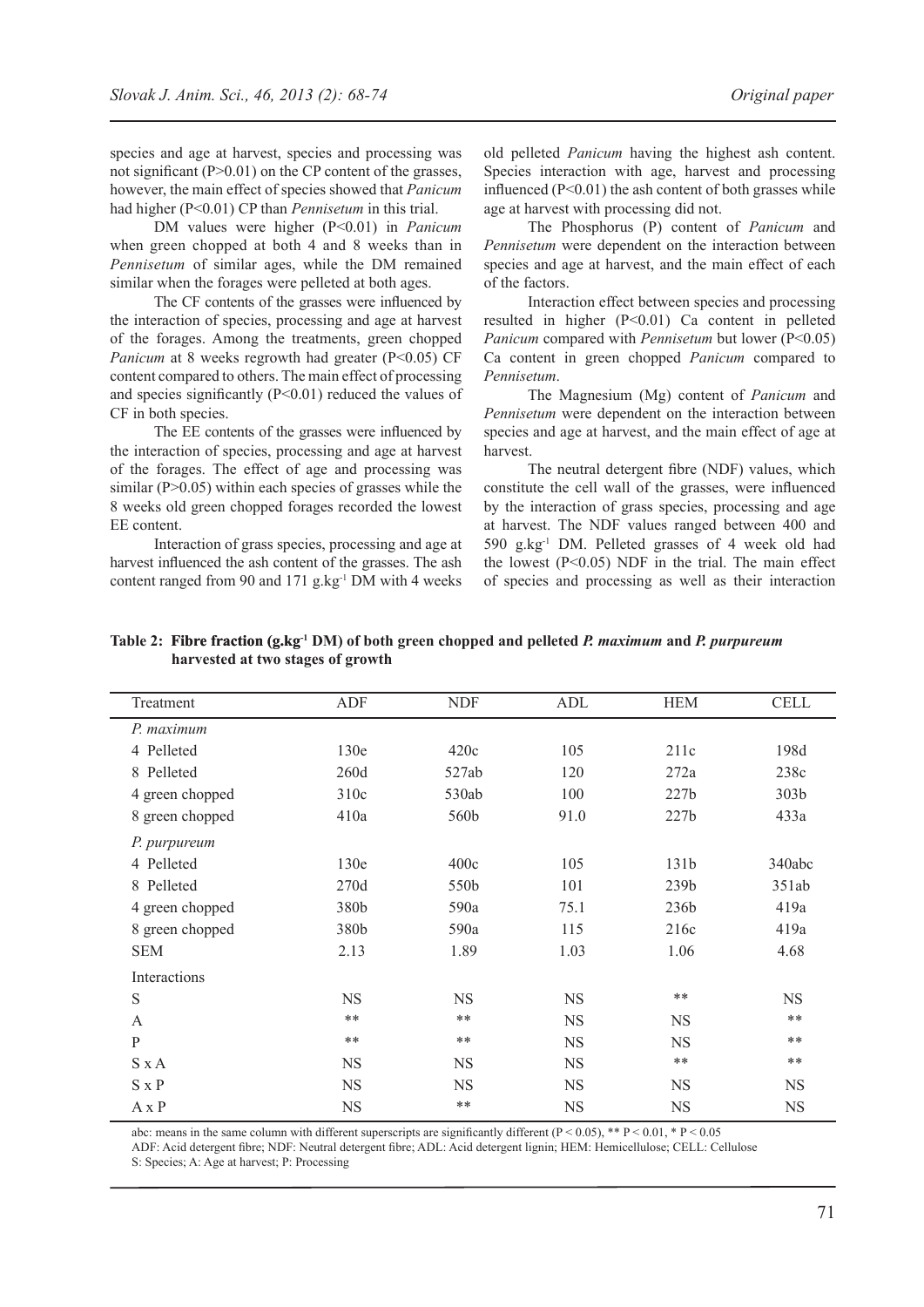species and age at harvest, species and processing was not significant (P>0.01) on the CP content of the grasses, however, the main effect of species showed that *Panicum* had higher (P<0.01) CP than *Pennisetum* in this trial.

DM values were higher (P<0.01) in *Panicum* when green chopped at both 4 and 8 weeks than in *Pennisetum* of similar ages, while the DM remained similar when the forages were pelleted at both ages.

The CF contents of the grasses were influenced by the interaction of species, processing and age at harvest of the forages. Among the treatments, green chopped *Panicum* at 8 weeks regrowth had greater (P<0.05) CF content compared to others. The main effect of processing and species significantly (P<0.01) reduced the values of CF in both species.

The EE contents of the grasses were influenced by the interaction of species, processing and age at harvest of the forages. The effect of age and processing was similar (P>0.05) within each species of grasses while the 8 weeks old green chopped forages recorded the lowest EE content.

Interaction of grass species, processing and age at harvest influenced the ash content of the grasses. The ash content ranged from 90 and 171 g.kg$^{-1}$ DM with 4 weeks old pelleted *Panicum* having the highest ash content. Species interaction with age, harvest and processing influenced (P<0.01) the ash content of both grasses while age at harvest with processing did not.

The Phosphorus (P) content of *Panicum* and *Pennisetum* were dependent on the interaction between species and age at harvest, and the main effect of each of the factors.

Interaction effect between species and processing resulted in higher (P<0.01) Ca content in pelleted *Panicum* compared with *Pennisetum* but lower (P<0.05) Ca content in green chopped *Panicum* compared to *Pennisetum*.

The Magnesium (Mg) content of *Panicum* and *Pennisetum* were dependent on the interaction between species and age at harvest, and the main effect of age at harvest.

The neutral detergent fibre (NDF) values, which constitute the cell wall of the grasses, were influenced by the interaction of grass species, processing and age at harvest. The NDF values ranged between 400 and 590 g.kg$^{-1}$ DM. Pelleted grasses of 4 week old had the lowest (P<0.05) NDF in the trial. The main effect of species and processing as well as their interaction

**Table 2: Fibre fraction (g.kg$^{-1}$ DM) of both green chopped and pelleted *P. maximum* and *P. purpureum* harvested at two stages of growth**

| Treatment | ADF | NDF | ADL | HEM | CELL |
|---|---|---|---|---|---|
| *P. maximum* | | | | | |
| 4 Pelleted | 130e | 420c | 105 | 211c | 198d |
| 8 Pelleted | 260d | 527ab | 120 | 272a | 238c |
| 4 green chopped | 310c | 530ab | 100 | 227b | 303b |
| 8 green chopped | 410a | 560b | 91.0 | 227b | 433a |
| *P. purpureum* | | | | | |
| 4 Pelleted | 130e | 400c | 105 | 131b | 340abc |
| 8 Pelleted | 270d | 550b | 101 | 239b | 351ab |
| 4 green chopped | 380b | 590a | 75.1 | 236b | 419a |
| 8 green chopped | 380b | 590a | 115 | 216c | 419a |
| SEM | 2.13 | 1.89 | 1.03 | 1.06 | 4.68 |
| Interactions | | | | | |
| S | NS | NS | NS | ** | NS |
| A | ** | ** | NS | NS | ** |
| P | ** | ** | NS | NS | ** |
| S x A | NS | NS | NS | ** | ** |
| S x P | NS | NS | NS | NS | NS |
| A x P | NS | ** | NS | NS | NS |

abc: means in the same column with different superscripts are significantly different (P < 0.05), ** P < 0.01, * P < 0.05
ADF: Acid detergent fibre; NDF: Neutral detergent fibre; ADL: Acid detergent lignin; HEM: Hemicellulose; CELL: Cellulose
S: Species; A: Age at harvest; P: Processing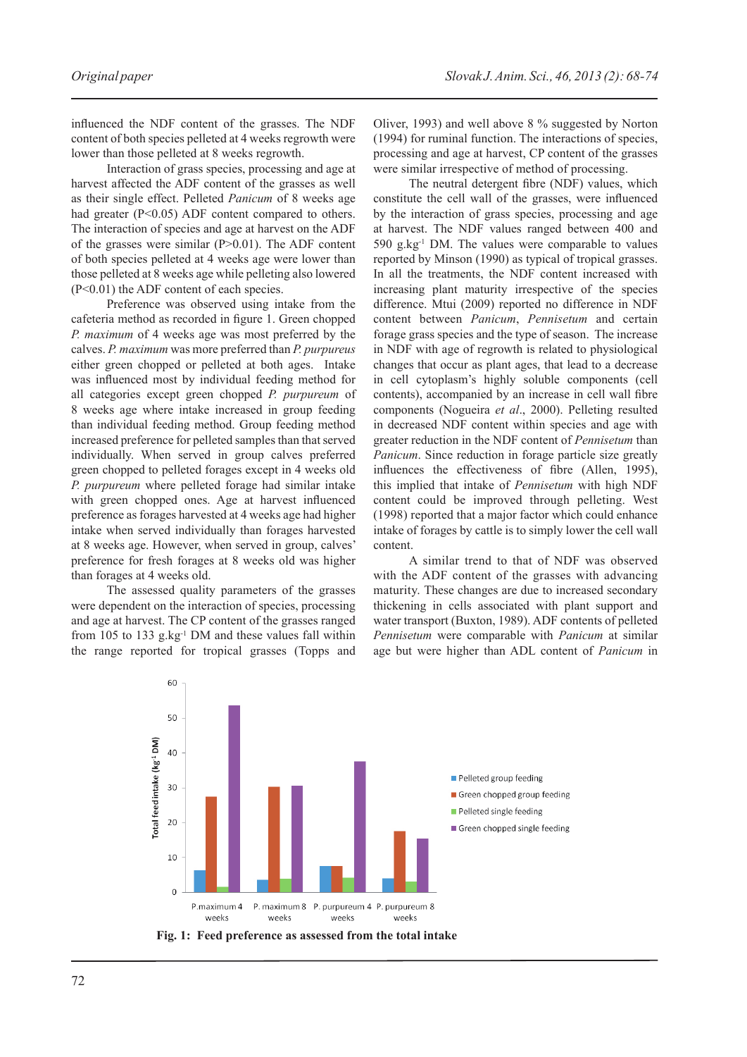influenced the NDF content of the grasses. The NDF content of both species pelleted at 4 weeks regrowth were lower than those pelleted at 8 weeks regrowth.

Interaction of grass species, processing and age at harvest affected the ADF content of the grasses as well as their single effect. Pelleted *Panicum* of 8 weeks age had greater (P<0.05) ADF content compared to others. The interaction of species and age at harvest on the ADF of the grasses were similar (P>0.01). The ADF content of both species pelleted at 4 weeks age were lower than those pelleted at 8 weeks age while pelleting also lowered (P<0.01) the ADF content of each species.

Preference was observed using intake from the cafeteria method as recorded in figure 1. Green chopped *P. maximum* of 4 weeks age was most preferred by the calves. *P. maximum* was more preferred than *P. purpureus* either green chopped or pelleted at both ages. Intake was influenced most by individual feeding method for all categories except green chopped *P. purpureum* of 8 weeks age where intake increased in group feeding than individual feeding method. Group feeding method increased preference for pelleted samples than that served individually. When served in group calves preferred green chopped to pelleted forages except in 4 weeks old *P. purpureum* where pelleted forage had similar intake with green chopped ones. Age at harvest influenced preference as forages harvested at 4 weeks age had higher intake when served individually than forages harvested at 8 weeks age. However, when served in group, calves' preference for fresh forages at 8 weeks old was higher than forages at 4 weeks old.

The assessed quality parameters of the grasses were dependent on the interaction of species, processing and age at harvest. The CP content of the grasses ranged from 105 to 133 g.kg$^{-1}$ DM and these values fall within the range reported for tropical grasses (Topps and Oliver, 1993) and well above 8 % suggested by Norton (1994) for ruminal function. The interactions of species, processing and age at harvest, CP content of the grasses were similar irrespective of method of processing.

The neutral detergent fibre (NDF) values, which constitute the cell wall of the grasses, were influenced by the interaction of grass species, processing and age at harvest. The NDF values ranged between 400 and 590 g.kg$^{-1}$ DM. The values were comparable to values reported by Minson (1990) as typical of tropical grasses. In all the treatments, the NDF content increased with increasing plant maturity irrespective of the species difference. Mtui (2009) reported no difference in NDF content between *Panicum*, *Pennisetum* and certain forage grass species and the type of season. The increase in NDF with age of regrowth is related to physiological changes that occur as plant ages, that lead to a decrease in cell cytoplasm's highly soluble components (cell contents), accompanied by an increase in cell wall fibre components (Nogueira *et al*., 2000). Pelleting resulted in decreased NDF content within species and age with greater reduction in the NDF content of *Pennisetum* than *Panicum*. Since reduction in forage particle size greatly influences the effectiveness of fibre (Allen, 1995), this implied that intake of *Pennisetum* with high NDF content could be improved through pelleting. West (1998) reported that a major factor which could enhance intake of forages by cattle is to simply lower the cell wall content.

A similar trend to that of NDF was observed with the ADF content of the grasses with advancing maturity. These changes are due to increased secondary thickening in cells associated with plant support and water transport (Buxton, 1989). ADF contents of pelleted *Pennisetum* were comparable with *Panicum* at similar age but were higher than ADL content of *Panicum* in

**Fig. 1: Feed preference as assessed from the total intake**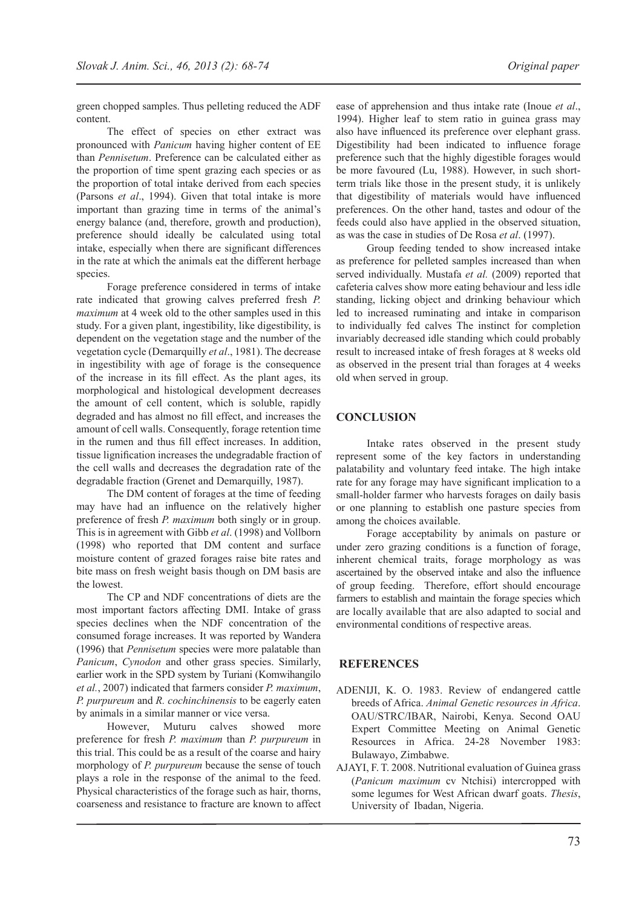green chopped samples. Thus pelleting reduced the ADF content.

The effect of species on ether extract was pronounced with *Panicum* having higher content of EE than *Pennisetum*. Preference can be calculated either as the proportion of time spent grazing each species or as the proportion of total intake derived from each species (Parsons *et al*., 1994). Given that total intake is more important than grazing time in terms of the animal's energy balance (and, therefore, growth and production), preference should ideally be calculated using total intake, especially when there are significant differences in the rate at which the animals eat the different herbage species.

Forage preference considered in terms of intake rate indicated that growing calves preferred fresh *P. maximum* at 4 week old to the other samples used in this study. For a given plant, ingestibility, like digestibility, is dependent on the vegetation stage and the number of the vegetation cycle (Demarquilly *et al*., 1981). The decrease in ingestibility with age of forage is the consequence of the increase in its fill effect. As the plant ages, its morphological and histological development decreases the amount of cell content, which is soluble, rapidly degraded and has almost no fill effect, and increases the amount of cell walls. Consequently, forage retention time in the rumen and thus fill effect increases. In addition, tissue lignification increases the undegradable fraction of the cell walls and decreases the degradation rate of the degradable fraction (Grenet and Demarquilly, 1987).

The DM content of forages at the time of feeding may have had an influence on the relatively higher preference of fresh *P. maximum* both singly or in group. This is in agreement with Gibb *et al*. (1998) and Vollborn (1998) who reported that DM content and surface moisture content of grazed forages raise bite rates and bite mass on fresh weight basis though on DM basis are the lowest.

The CP and NDF concentrations of diets are the most important factors affecting DMI. Intake of grass species declines when the NDF concentration of the consumed forage increases. It was reported by Wandera (1996) that *Pennisetum* species were more palatable than *Panicum*, *Cynodon* and other grass species. Similarly, earlier work in the SPD system by Turiani (Komwihangilo *et al.*, 2007) indicated that farmers consider *P. maximum*, *P. purpureum* and *R. cochinchinensis* to be eagerly eaten by animals in a similar manner or vice versa.

However, Muturu calves showed more preference for fresh *P. maximum* than *P. purpureum* in this trial. This could be as a result of the coarse and hairy morphology of *P. purpureum* because the sense of touch plays a role in the response of the animal to the feed. Physical characteristics of the forage such as hair, thorns, coarseness and resistance to fracture are known to affect ease of apprehension and thus intake rate (Inoue *et al*., 1994). Higher leaf to stem ratio in guinea grass may also have influenced its preference over elephant grass. Digestibility had been indicated to influence forage preference such that the highly digestible forages would be more favoured (Lu, 1988). However, in such short-term trials like those in the present study, it is unlikely that digestibility of materials would have influenced preferences. On the other hand, tastes and odour of the feeds could also have applied in the observed situation, as was the case in studies of De Rosa *et al*. (1997).

Group feeding tended to show increased intake as preference for pelleted samples increased than when served individually. Mustafa *et al.* (2009) reported that cafeteria calves show more eating behaviour and less idle standing, licking object and drinking behaviour which led to increased ruminating and intake in comparison to individually fed calves The instinct for completion invariably decreased idle standing which could probably result to increased intake of fresh forages at 8 weeks old as observed in the present trial than forages at 4 weeks old when served in group.

## CONCLUSION

Intake rates observed in the present study represent some of the key factors in understanding palatability and voluntary feed intake. The high intake rate for any forage may have significant implication to a small-holder farmer who harvests forages on daily basis or one planning to establish one pasture species from among the choices available.

Forage acceptability by animals on pasture or under zero grazing conditions is a function of forage, inherent chemical traits, forage morphology as was ascertained by the observed intake and also the influence of group feeding. Therefore, effort should encourage farmers to establish and maintain the forage species which are locally available that are also adapted to social and environmental conditions of respective areas.

## REFERENCES

ADENIJI, K. O. 1983. Review of endangered cattle breeds of Africa. *Animal Genetic resources in Africa*. OAU/STRC/IBAR, Nairobi, Kenya. Second OAU Expert Committee Meeting on Animal Genetic Resources in Africa. 24-28 November 1983: Bulawayo, Zimbabwe.

AJAYI, F. T. 2008. Nutritional evaluation of Guinea grass (*Panicum maximum* cv Ntchisi) intercropped with some legumes for West African dwarf goats. *Thesis*, University of Ibadan, Nigeria.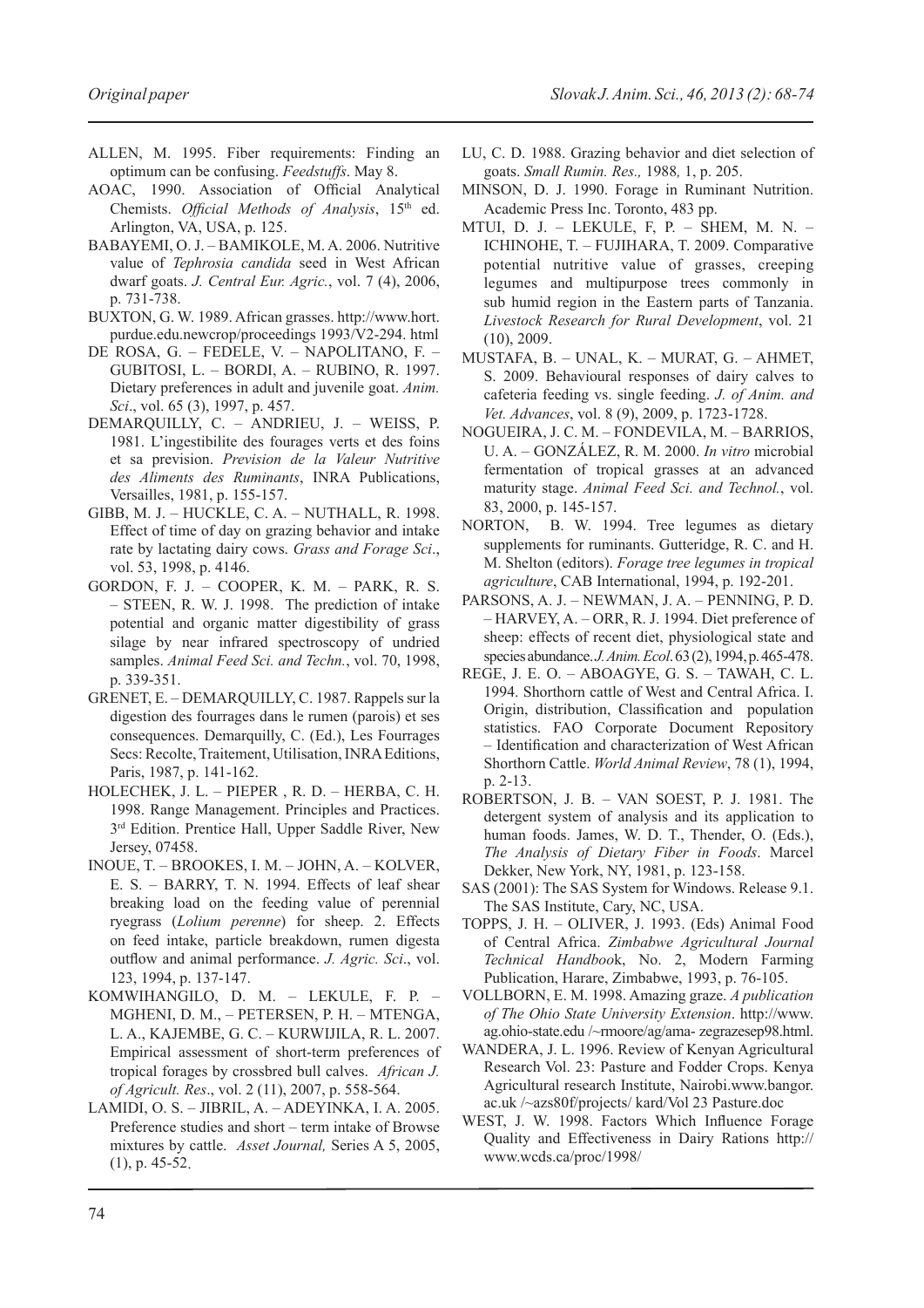ALLEN, M. 1995. Fiber requirements: Finding an optimum can be confusing. *Feedstuffs*. May 8.

AOAC, 1990. Association of Official Analytical Chemists. *Official Methods of Analysis*, 15th ed. Arlington, VA, USA, p. 125.

BABAYEMI, O. J. – BAMIKOLE, M. A. 2006. Nutritive value of *Tephrosia candida* seed in West African dwarf goats. *J. Central Eur. Agric.*, vol. 7 (4), 2006, p. 731-738.

BUXTON, G. W. 1989. African grasses. http://www.hort.purdue.edu.newcrop/proceedings 1993/V2-294. html

DE ROSA, G. – FEDELE, V. – NAPOLITANO, F. – GUBITOSI, L. – BORDI, A. – RUBINO, R. 1997. Dietary preferences in adult and juvenile goat. *Anim. Sci*., vol. 65 (3), 1997, p. 457.

DEMARQUILLY, C. – ANDRIEU, J. – WEISS, P. 1981. L'ingestibilite des fourages verts et des foins et sa prevision. *Prevision de la Valeur Nutritive des Aliments des Ruminants*, INRA Publications, Versailles, 1981, p. 155-157.

GIBB, M. J. – HUCKLE, C. A. – NUTHALL, R. 1998. Effect of time of day on grazing behavior and intake rate by lactating dairy cows. *Grass and Forage Sci*., vol. 53, 1998, p. 4146.

GORDON, F. J. – COOPER, K. M. – PARK, R. S. – STEEN, R. W. J. 1998. The prediction of intake potential and organic matter digestibility of grass silage by near infrared spectroscopy of undried samples. *Animal Feed Sci. and Techn.*, vol. 70, 1998, p. 339-351.

GRENET, E. – DEMARQUILLY, C. 1987. Rappels sur la digestion des fourrages dans le rumen (parois) et ses consequences. Demarquilly, C. (Ed.), Les Fourrages Secs: Recolte, Traitement, Utilisation, INRA Editions, Paris, 1987, p. 141-162.

HOLECHEK, J. L. – PIEPER , R. D. – HERBA, C. H. 1998. Range Management. Principles and Practices. 3rd Edition. Prentice Hall, Upper Saddle River, New Jersey, 07458.

INOUE, T. – BROOKES, I. M. – JOHN, A. – KOLVER, E. S. – BARRY, T. N. 1994. Effects of leaf shear breaking load on the feeding value of perennial ryegrass (*Lolium perenne*) for sheep. 2. Effects on feed intake, particle breakdown, rumen digesta outflow and animal performance. *J. Agric. Sci*., vol. 123, 1994, p. 137-147.

KOMWIHANGILO, D. M. – LEKULE, F. P. – MGHENI, D. M., – PETERSEN, P. H. – MTENGA, L. A., KAJEMBE, G. C. – KURWIJILA, R. L. 2007. Empirical assessment of short-term preferences of tropical forages by crossbred bull calves. *African J. of Agricult. Res*., vol. 2 (11), 2007, p. 558-564.

LAMIDI, O. S. – JIBRIL, A. – ADEYINKA, I. A. 2005. Preference studies and short – term intake of Browse mixtures by cattle. *Asset Journal,* Series A 5, 2005, (1), p. 45-52.

LU, C. D. 1988. Grazing behavior and diet selection of goats. *Small Rumin. Res.,* 1988*,* 1, p. 205.

MINSON, D. J. 1990. Forage in Ruminant Nutrition. Academic Press Inc. Toronto, 483 pp.

MTUI, D. J. – LEKULE, F, P. – SHEM, M. N. – ICHINOHE, T. – FUJIHARA, T. 2009. Comparative potential nutritive value of grasses, creeping legumes and multipurpose trees commonly in sub humid region in the Eastern parts of Tanzania. *Livestock Research for Rural Development*, vol. 21 (10), 2009.

MUSTAFA, B. – UNAL, K. – MURAT, G. – AHMET, S. 2009. Behavioural responses of dairy calves to cafeteria feeding vs. single feeding. *J. of Anim. and Vet. Advances*, vol. 8 (9), 2009, p. 1723-1728.

NOGUEIRA, J. C. M. – FONDEVILA, M. – BARRIOS, U. A. – GONZÁLEZ, R. M. 2000. *In vitro* microbial fermentation of tropical grasses at an advanced maturity stage. *Animal Feed Sci. and Technol.*, vol. 83, 2000, p. 145-157.

NORTON, B. W. 1994. Tree legumes as dietary supplements for ruminants. Gutteridge, R. C. and H. M. Shelton (editors). *Forage tree legumes in tropical agriculture*, CAB International, 1994, p. 192-201.

PARSONS, A. J. – NEWMAN, J. A. – PENNING, P. D. – HARVEY, A. – ORR, R. J. 1994. Diet preference of sheep: effects of recent diet, physiological state and species abundance. *J. Anim. Ecol*. 63 (2), 1994, p. 465-478.

REGE, J. E. O. – ABOAGYE, G. S. – TAWAH, C. L. 1994. Shorthorn cattle of West and Central Africa. I. Origin, distribution, Classification and population statistics. FAO Corporate Document Repository – Identification and characterization of West African Shorthorn Cattle. *World Animal Review*, 78 (1), 1994, p. 2-13.

ROBERTSON, J. B. – VAN SOEST, P. J. 1981. The detergent system of analysis and its application to human foods. James, W. D. T., Thender, O. (Eds.), *The Analysis of Dietary Fiber in Foods*. Marcel Dekker, New York, NY, 1981, p. 123-158.

SAS (2001): The SAS System for Windows. Release 9.1. The SAS Institute, Cary, NC, USA.

TOPPS, J. H. – OLIVER, J. 1993. (Eds) Animal Food of Central Africa. *Zimbabwe Agricultural Journal Technical Handboo*k, No. 2, Modern Farming Publication, Harare, Zimbabwe, 1993, p. 76-105.

VOLLBORN, E. M. 1998. Amazing graze. *A publication of The Ohio State University Extension*. http://www.ag.ohio-state.edu /~rmoore/ag/ama- zegrazesep98.html.

WANDERA, J. L. 1996. Review of Kenyan Agricultural Research Vol. 23: Pasture and Fodder Crops. Kenya Agricultural research Institute, Nairobi.www.bangor.ac.uk /~azs80f/projects/ kard/Vol 23 Pasture.doc

WEST, J. W. 1998. Factors Which Influence Forage Quality and Effectiveness in Dairy Rations http://www.wcds.ca/proc/1998/